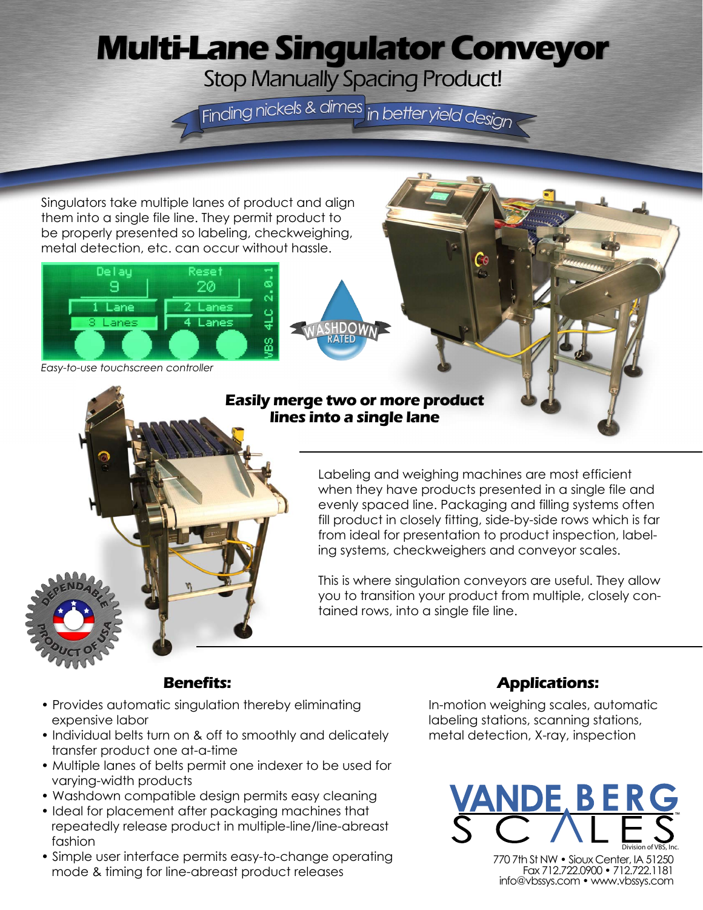# Multi-Lane Singulator Conveyor

## Stop Manually Spacing Product!

Finding nickels & dimes in better yield design

Singulators take multiple lanes of product and align them into a single file line. They permit product to be properly presented so labeling, checkweighing, metal detection, etc. can occur without hassle.

*Easy-to-use touchscreen controller*

WASHDOWN RATED

### *Easily merge two or more product lines into a single lane*

Labeling and weighing machines are most efficient when they have products presented in a single file and evenly spaced line. Packaging and filling systems often fill product in closely fitting, side-by-side rows which is far from ideal for presentation to product inspection, labeling systems, checkweighers and conveyor scales.

This is where singulation conveyors are useful. They allow you to transition your product from multiple, closely contained rows, into a single file line.

DEPENDABLE PRODUCT OF USA

### Benefits:

- Provides automatic singulation thereby eliminating expensive labor
- Individual belts turn on & off to smoothly and delicately transfer product one at-a-time
- Multiple lanes of belts permit one indexer to be used for varying-width products
- Washdown compatible design permits easy cleaning
- Ideal for placement after packaging machines that repeatedly release product in multiple-line/line-abreast fashion
- Simple user interface permits easy-to-change operating mode & timing for line-abreast product releases

### Applications:

In-motion weighing scales, automatic labeling stations, scanning stations, metal detection, X-ray, inspection

VANDE BERG SCALES
Division of VBS, Inc.

770 7th St NW • Sioux Center, IA 51250
Fax 712.722.0900 • 712.722.1181
info@vbssys.com • www.vbssys.com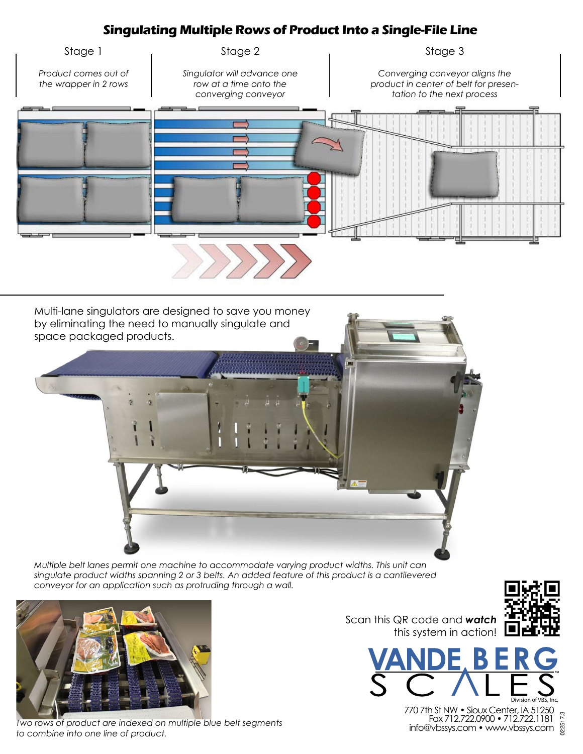## Singulating Multiple Rows of Product Into a Single-File Line

**Stage 1**

*Product comes out of the wrapper in 2 rows*

**Stage 2**

*Singulator will advance one row at a time onto the converging conveyor*

**Stage 3**

*Converging conveyor aligns the product in center of belt for presentation to the next process*

Multi-lane singulators are designed to save you money by eliminating the need to manually singulate and space packaged products.

*Multiple belt lanes permit one machine to accommodate varying product widths. This unit can singulate product widths spanning 2 or 3 belts. An added feature of this product is a cantilevered conveyor for an application such as protruding through a wall.*

*Two rows of product are indexed on multiple blue belt segments to combine into one line of product.*

Scan this QR code and ***watch*** this system in action!

VANDE BERG SCALES™

Division of VBS, Inc.

770 7th St NW • Sioux Center, IA 51250
Fax 712.722.0900 • 712.722.1181
info@vbssys.com • www.vbssys.com

022517.3